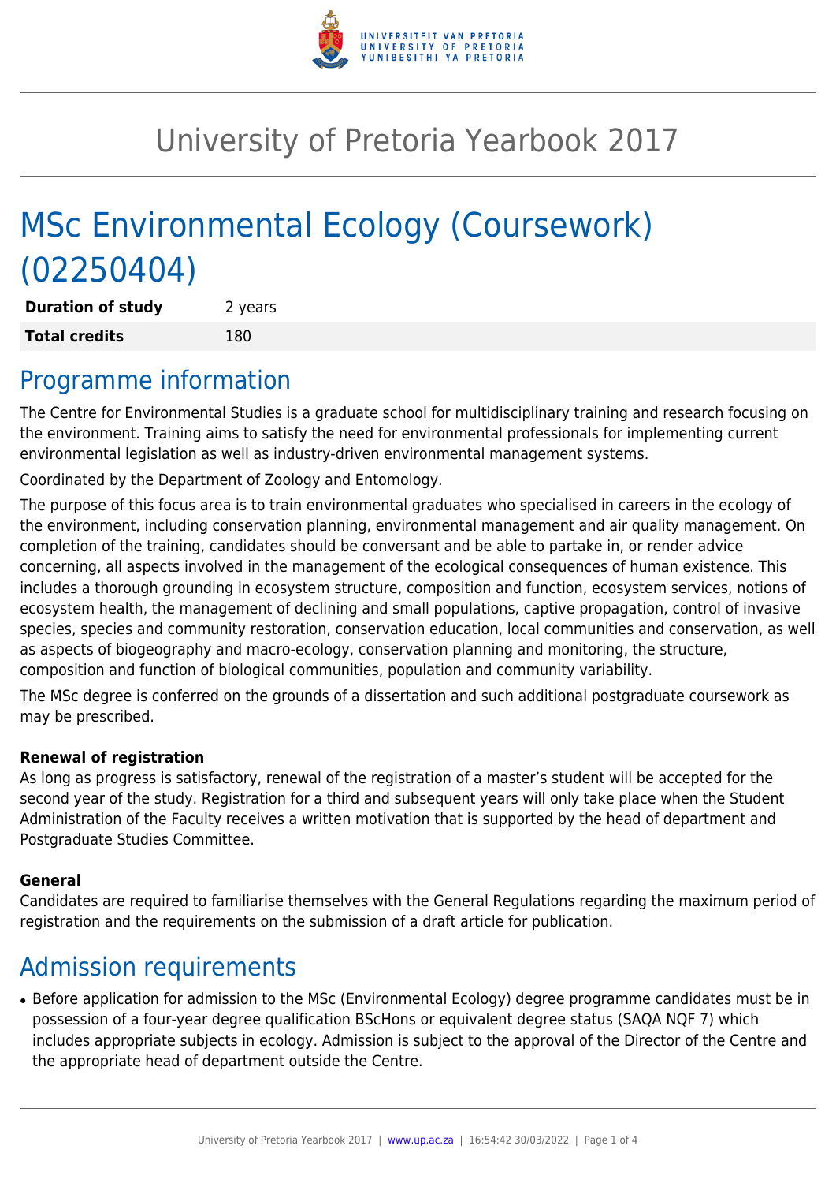# University of Pretoria Yearbook 2017

# MSc Environmental Ecology (Coursework) (02250404)

| | |
|---|---|
| **Duration of study** | 2 years |
| **Total credits** | 180 |

## Programme information

The Centre for Environmental Studies is a graduate school for multidisciplinary training and research focusing on the environment. Training aims to satisfy the need for environmental professionals for implementing current environmental legislation as well as industry-driven environmental management systems.

Coordinated by the Department of Zoology and Entomology.

The purpose of this focus area is to train environmental graduates who specialised in careers in the ecology of the environment, including conservation planning, environmental management and air quality management. On completion of the training, candidates should be conversant and be able to partake in, or render advice concerning, all aspects involved in the management of the ecological consequences of human existence. This includes a thorough grounding in ecosystem structure, composition and function, ecosystem services, notions of ecosystem health, the management of declining and small populations, captive propagation, control of invasive species, species and community restoration, conservation education, local communities and conservation, as well as aspects of biogeography and macro-ecology, conservation planning and monitoring, the structure, composition and function of biological communities, population and community variability.

The MSc degree is conferred on the grounds of a dissertation and such additional postgraduate coursework as may be prescribed.

**Renewal of registration**

As long as progress is satisfactory, renewal of the registration of a master's student will be accepted for the second year of the study. Registration for a third and subsequent years will only take place when the Student Administration of the Faculty receives a written motivation that is supported by the head of department and Postgraduate Studies Committee.

**General**

Candidates are required to familiarise themselves with the General Regulations regarding the maximum period of registration and the requirements on the submission of a draft article for publication.

## Admission requirements

- Before application for admission to the MSc (Environmental Ecology) degree programme candidates must be in possession of a four-year degree qualification BScHons or equivalent degree status (SAQA NQF 7) which includes appropriate subjects in ecology. Admission is subject to the approval of the Director of the Centre and the appropriate head of department outside the Centre.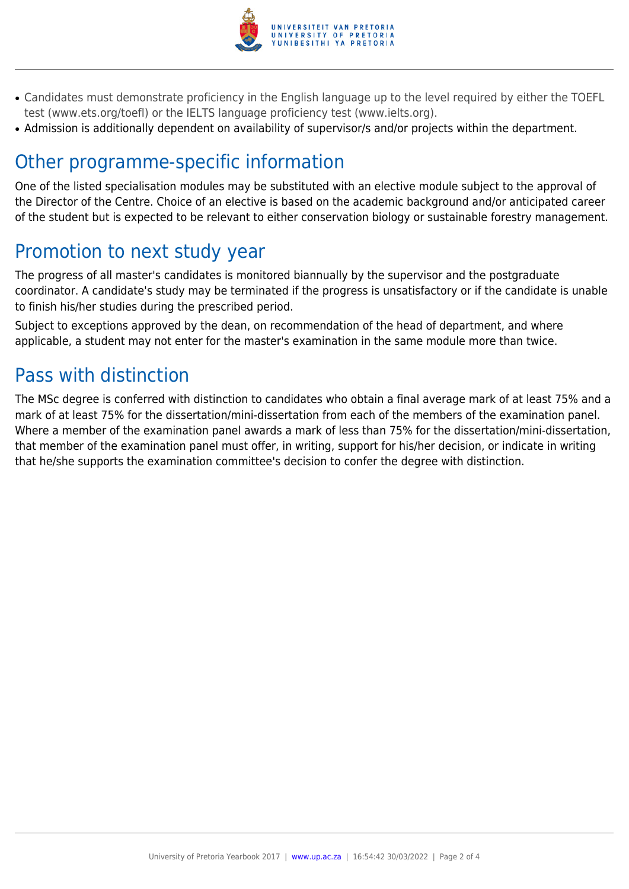- Candidates must demonstrate proficiency in the English language up to the level required by either the TOEFL test (www.ets.org/toefl) or the IELTS language proficiency test (www.ielts.org).
- Admission is additionally dependent on availability of supervisor/s and/or projects within the department.

## Other programme-specific information

One of the listed specialisation modules may be substituted with an elective module subject to the approval of the Director of the Centre. Choice of an elective is based on the academic background and/or anticipated career of the student but is expected to be relevant to either conservation biology or sustainable forestry management.

## Promotion to next study year

The progress of all master's candidates is monitored biannually by the supervisor and the postgraduate coordinator. A candidate's study may be terminated if the progress is unsatisfactory or if the candidate is unable to finish his/her studies during the prescribed period.

Subject to exceptions approved by the dean, on recommendation of the head of department, and where applicable, a student may not enter for the master's examination in the same module more than twice.

## Pass with distinction

The MSc degree is conferred with distinction to candidates who obtain a final average mark of at least 75% and a mark of at least 75% for the dissertation/mini-dissertation from each of the members of the examination panel. Where a member of the examination panel awards a mark of less than 75% for the dissertation/mini-dissertation, that member of the examination panel must offer, in writing, support for his/her decision, or indicate in writing that he/she supports the examination committee's decision to confer the degree with distinction.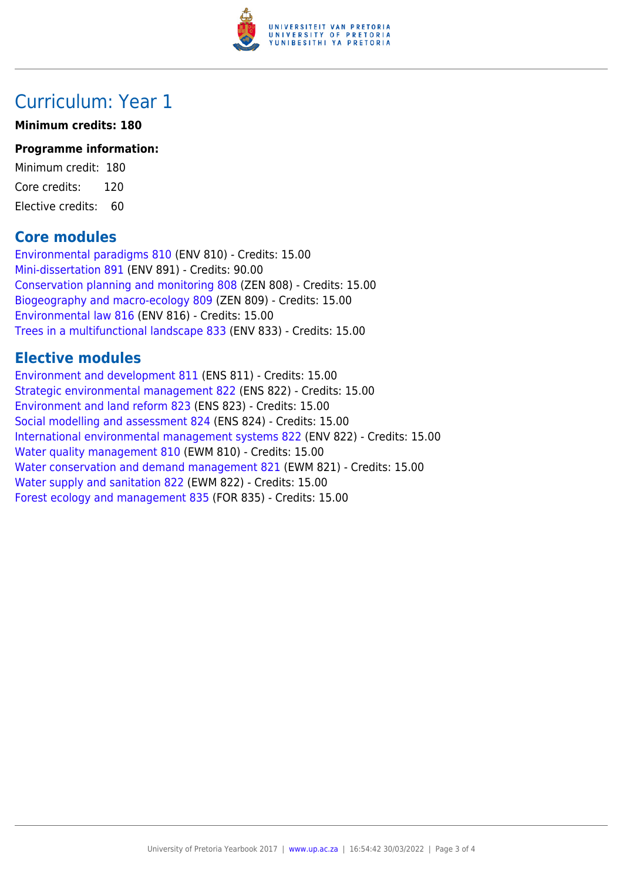# Curriculum: Year 1

**Minimum credits: 180**

**Programme information:**

Minimum credit: 180

Core credits: 120

Elective credits: 60

## Core modules

Environmental paradigms 810 (ENV 810) - Credits: 15.00
Mini-dissertation 891 (ENV 891) - Credits: 90.00
Conservation planning and monitoring 808 (ZEN 808) - Credits: 15.00
Biogeography and macro-ecology 809 (ZEN 809) - Credits: 15.00
Environmental law 816 (ENV 816) - Credits: 15.00
Trees in a multifunctional landscape 833 (ENV 833) - Credits: 15.00

## Elective modules

Environment and development 811 (ENS 811) - Credits: 15.00
Strategic environmental management 822 (ENS 822) - Credits: 15.00
Environment and land reform 823 (ENS 823) - Credits: 15.00
Social modelling and assessment 824 (ENS 824) - Credits: 15.00
International environmental management systems 822 (ENV 822) - Credits: 15.00
Water quality management 810 (EWM 810) - Credits: 15.00
Water conservation and demand management 821 (EWM 821) - Credits: 15.00
Water supply and sanitation 822 (EWM 822) - Credits: 15.00
Forest ecology and management 835 (FOR 835) - Credits: 15.00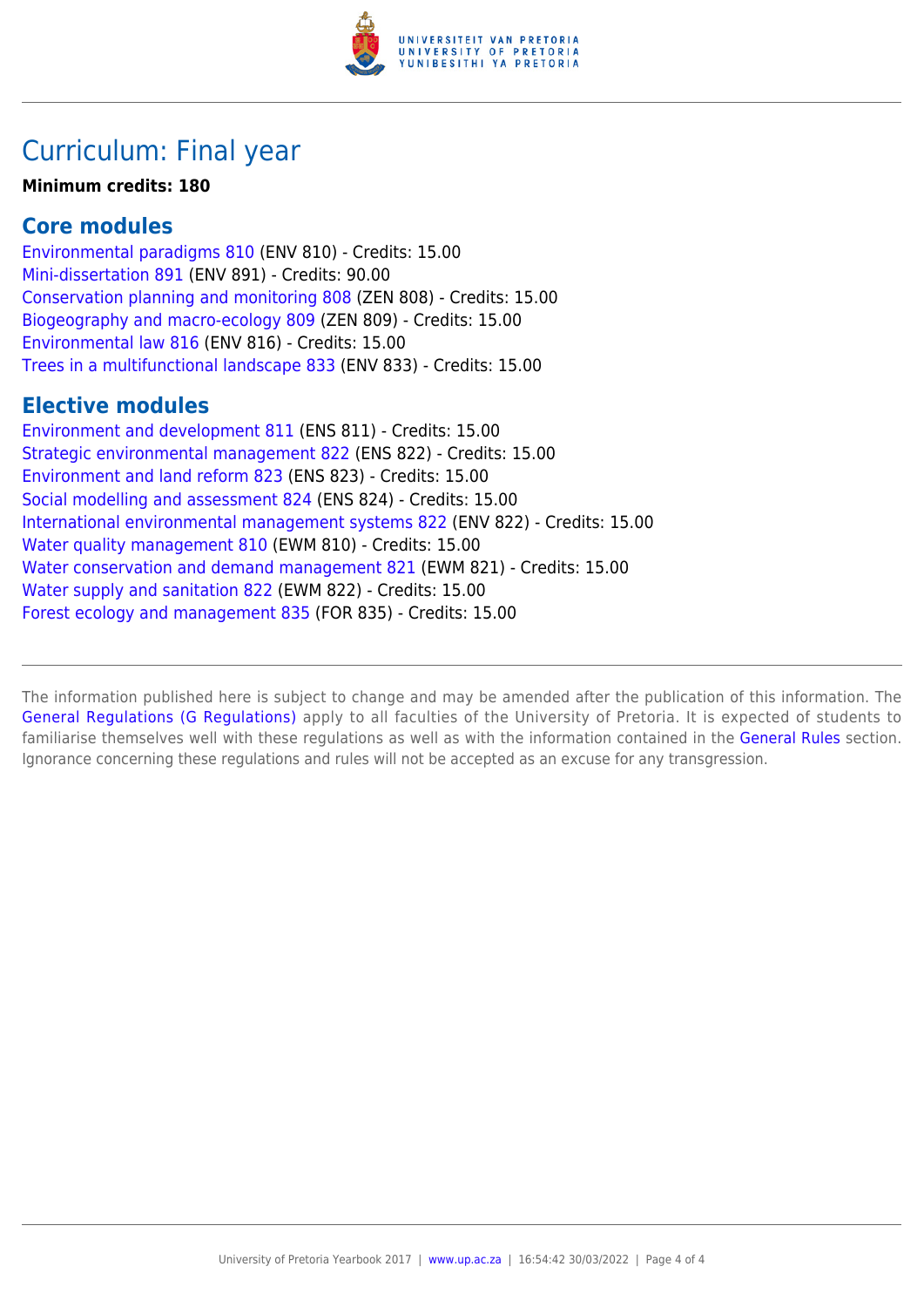# Curriculum: Final year

**Minimum credits: 180**

## Core modules

Environmental paradigms 810 (ENV 810) - Credits: 15.00
Mini-dissertation 891 (ENV 891) - Credits: 90.00
Conservation planning and monitoring 808 (ZEN 808) - Credits: 15.00
Biogeography and macro-ecology 809 (ZEN 809) - Credits: 15.00
Environmental law 816 (ENV 816) - Credits: 15.00
Trees in a multifunctional landscape 833 (ENV 833) - Credits: 15.00

## Elective modules

Environment and development 811 (ENS 811) - Credits: 15.00
Strategic environmental management 822 (ENS 822) - Credits: 15.00
Environment and land reform 823 (ENS 823) - Credits: 15.00
Social modelling and assessment 824 (ENS 824) - Credits: 15.00
International environmental management systems 822 (ENV 822) - Credits: 15.00
Water quality management 810 (EWM 810) - Credits: 15.00
Water conservation and demand management 821 (EWM 821) - Credits: 15.00
Water supply and sanitation 822 (EWM 822) - Credits: 15.00
Forest ecology and management 835 (FOR 835) - Credits: 15.00

---

The information published here is subject to change and may be amended after the publication of this information. The General Regulations (G Regulations) apply to all faculties of the University of Pretoria. It is expected of students to familiarise themselves well with these regulations as well as with the information contained in the General Rules section. Ignorance concerning these regulations and rules will not be accepted as an excuse for any transgression.